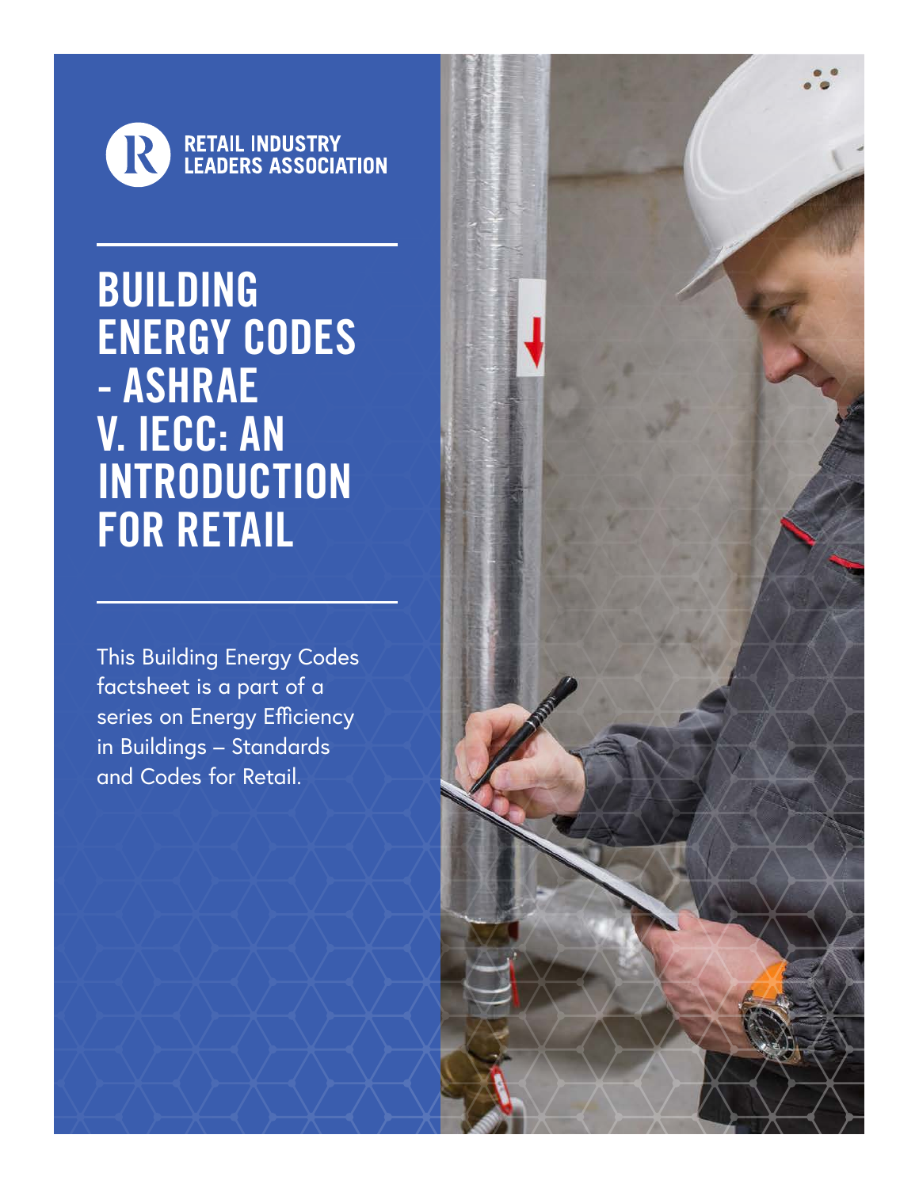RETAIL INDUSTRY LEADERS ASSOCIATION

# BUILDING ENERGY CODES - ASHRAE V. IECC: AN INTRODUCTION FOR RETAIL

This Building Energy Codes factsheet is a part of a series on Energy Efficiency in Buildings – Standards and Codes for Retail.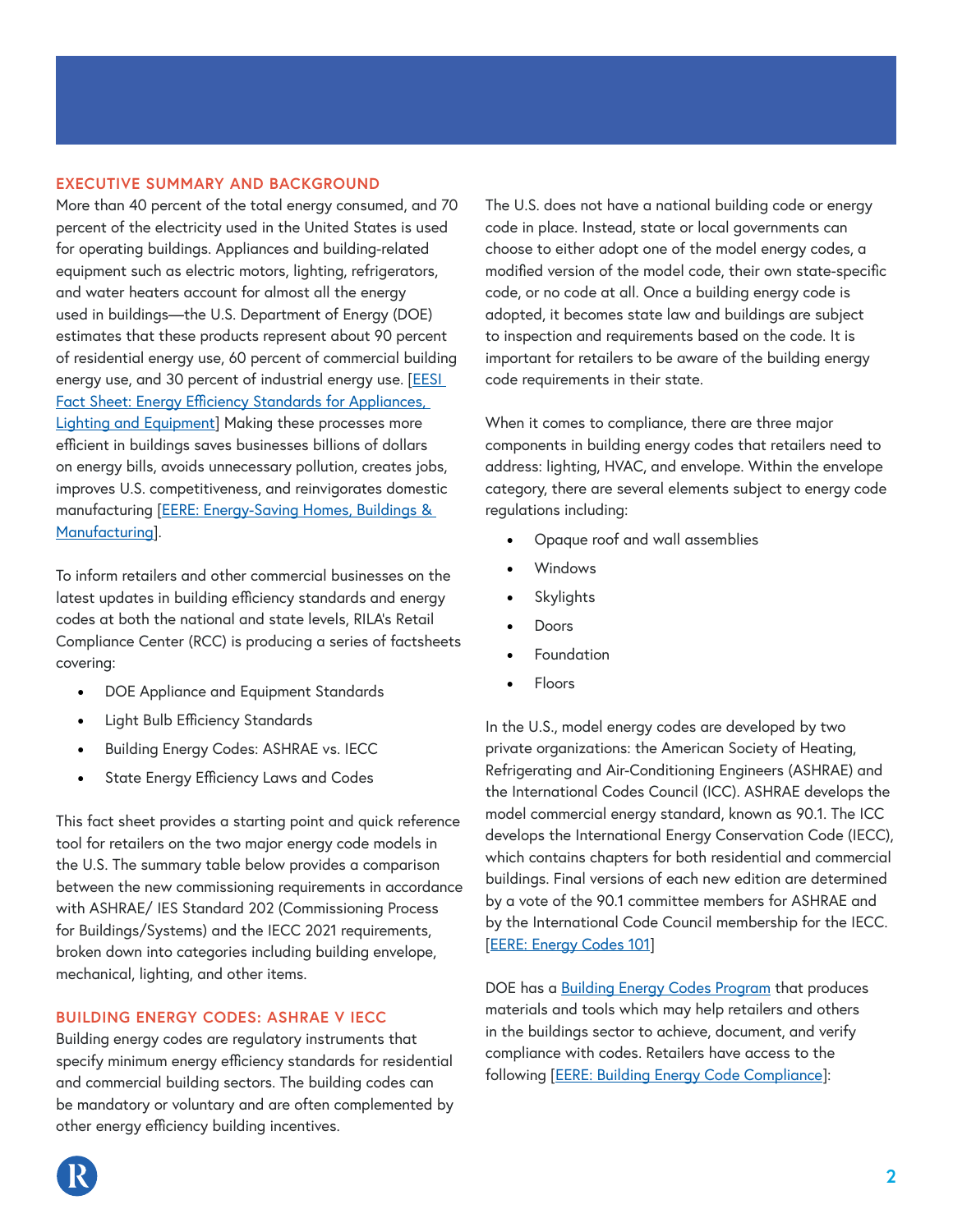## EXECUTIVE SUMMARY AND BACKGROUND

More than 40 percent of the total energy consumed, and 70 percent of the electricity used in the United States is used for operating buildings. Appliances and building-related equipment such as electric motors, lighting, refrigerators, and water heaters account for almost all the energy used in buildings—the U.S. Department of Energy (DOE) estimates that these products represent about 90 percent of residential energy use, 60 percent of commercial building energy use, and 30 percent of industrial energy use. [EESI Fact Sheet: Energy Efficiency Standards for Appliances, Lighting and Equipment] Making these processes more efficient in buildings saves businesses billions of dollars on energy bills, avoids unnecessary pollution, creates jobs, improves U.S. competitiveness, and reinvigorates domestic manufacturing [EERE: Energy-Saving Homes, Buildings & Manufacturing].

To inform retailers and other commercial businesses on the latest updates in building efficiency standards and energy codes at both the national and state levels, RILA's Retail Compliance Center (RCC) is producing a series of factsheets covering:

- DOE Appliance and Equipment Standards
- Light Bulb Efficiency Standards
- Building Energy Codes: ASHRAE vs. IECC
- State Energy Efficiency Laws and Codes

This fact sheet provides a starting point and quick reference tool for retailers on the two major energy code models in the U.S. The summary table below provides a comparison between the new commissioning requirements in accordance with ASHRAE/ IES Standard 202 (Commissioning Process for Buildings/Systems) and the IECC 2021 requirements, broken down into categories including building envelope, mechanical, lighting, and other items.

## BUILDING ENERGY CODES: ASHRAE V IECC

Building energy codes are regulatory instruments that specify minimum energy efficiency standards for residential and commercial building sectors. The building codes can be mandatory or voluntary and are often complemented by other energy efficiency building incentives.

The U.S. does not have a national building code or energy code in place. Instead, state or local governments can choose to either adopt one of the model energy codes, a modified version of the model code, their own state-specific code, or no code at all. Once a building energy code is adopted, it becomes state law and buildings are subject to inspection and requirements based on the code. It is important for retailers to be aware of the building energy code requirements in their state.

When it comes to compliance, there are three major components in building energy codes that retailers need to address: lighting, HVAC, and envelope. Within the envelope category, there are several elements subject to energy code regulations including:

- Opaque roof and wall assemblies
- Windows
- Skylights
- Doors
- Foundation
- Floors

In the U.S., model energy codes are developed by two private organizations: the American Society of Heating, Refrigerating and Air-Conditioning Engineers (ASHRAE) and the International Codes Council (ICC). ASHRAE develops the model commercial energy standard, known as 90.1. The ICC develops the International Energy Conservation Code (IECC), which contains chapters for both residential and commercial buildings. Final versions of each new edition are determined by a vote of the 90.1 committee members for ASHRAE and by the International Code Council membership for the IECC. [EERE: Energy Codes 101]

DOE has a Building Energy Codes Program that produces materials and tools which may help retailers and others in the buildings sector to achieve, document, and verify compliance with codes. Retailers have access to the following [EERE: Building Energy Code Compliance]: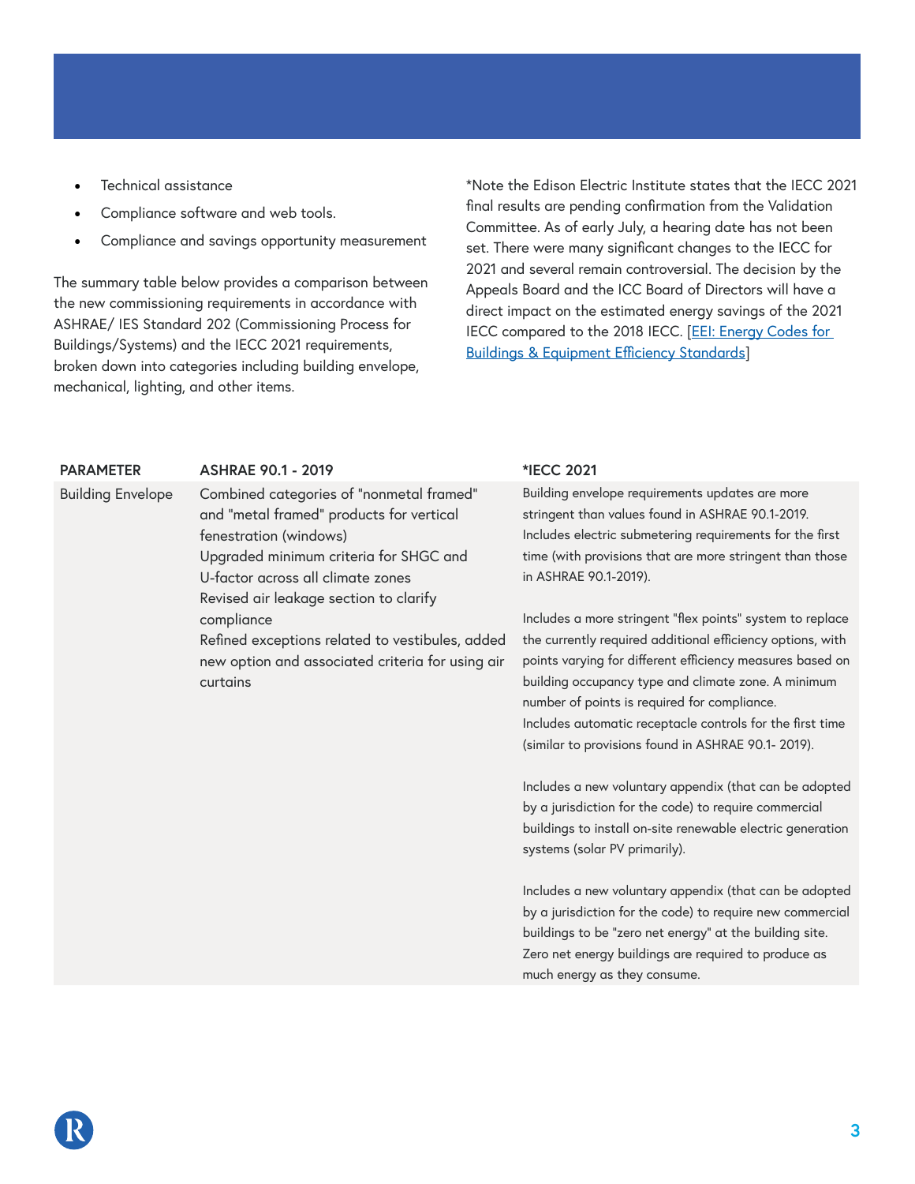- Technical assistance
- Compliance software and web tools.
- Compliance and savings opportunity measurement

The summary table below provides a comparison between the new commissioning requirements in accordance with ASHRAE/ IES Standard 202 (Commissioning Process for Buildings/Systems) and the IECC 2021 requirements, broken down into categories including building envelope, mechanical, lighting, and other items.

*Note the Edison Electric Institute states that the IECC 2021 final results are pending confirmation from the Validation Committee. As of early July, a hearing date has not been set. There were many significant changes to the IECC for 2021 and several remain controversial. The decision by the Appeals Board and the ICC Board of Directors will have a direct impact on the estimated energy savings of the 2021 IECC compared to the 2018 IECC. [EEI: Energy Codes for Buildings & Equipment Efficiency Standards]

| PARAMETER | ASHRAE 90.1 - 2019 | *IECC 2021 |
|---|---|---|
| Building Envelope | Combined categories of "nonmetal framed" and "metal framed" products for vertical fenestration (windows)<br>Upgraded minimum criteria for SHGC and U-factor across all climate zones<br>Revised air leakage section to clarify compliance<br>Refined exceptions related to vestibules, added new option and associated criteria for using air curtains | Building envelope requirements updates are more stringent than values found in ASHRAE 90.1-2019.<br>Includes electric submetering requirements for the first time (with provisions that are more stringent than those in ASHRAE 90.1-2019).<br><br>Includes a more stringent "flex points" system to replace the currently required additional efficiency options, with points varying for different efficiency measures based on building occupancy type and climate zone. A minimum number of points is required for compliance.<br>Includes automatic receptacle controls for the first time (similar to provisions found in ASHRAE 90.1- 2019).<br><br>Includes a new voluntary appendix (that can be adopted by a jurisdiction for the code) to require commercial buildings to install on-site renewable electric generation systems (solar PV primarily).<br><br>Includes a new voluntary appendix (that can be adopted by a jurisdiction for the code) to require new commercial buildings to be "zero net energy" at the building site. Zero net energy buildings are required to produce as much energy as they consume. |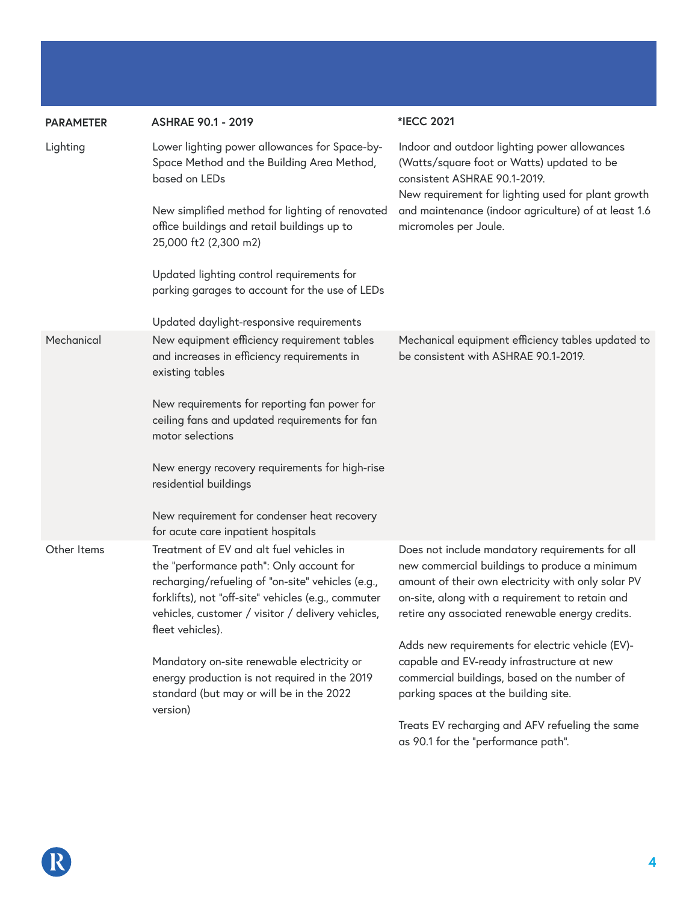| PARAMETER | ASHRAE 90.1 - 2019 | *IECC 2021 |
| --- | --- | --- |
| Lighting | Lower lighting power allowances for Space-by-Space Method and the Building Area Method, based on LEDs<br><br>New simplified method for lighting of renovated office buildings and retail buildings up to 25,000 ft2 (2,300 m2)<br><br>Updated lighting control requirements for parking garages to account for the use of LEDs<br><br>Updated daylight-responsive requirements | Indoor and outdoor lighting power allowances (Watts/square foot or Watts) updated to be consistent ASHRAE 90.1-2019.<br>New requirement for lighting used for plant growth and maintenance (indoor agriculture) of at least 1.6 micromoles per Joule. |
| Mechanical | New equipment efficiency requirement tables and increases in efficiency requirements in existing tables<br><br>New requirements for reporting fan power for ceiling fans and updated requirements for fan motor selections<br><br>New energy recovery requirements for high-rise residential buildings<br><br>New requirement for condenser heat recovery for acute care inpatient hospitals | Mechanical equipment efficiency tables updated to be consistent with ASHRAE 90.1-2019. |
| Other Items | Treatment of EV and alt fuel vehicles in the "performance path": Only account for recharging/refueling of "on-site" vehicles (e.g., forklifts), not "off-site" vehicles (e.g., commuter vehicles, customer / visitor / delivery vehicles, fleet vehicles).<br><br>Mandatory on-site renewable electricity or energy production is not required in the 2019 standard (but may or will be in the 2022 version) | Does not include mandatory requirements for all new commercial buildings to produce a minimum amount of their own electricity with only solar PV on-site, along with a requirement to retain and retire any associated renewable energy credits.<br><br>Adds new requirements for electric vehicle (EV)-capable and EV-ready infrastructure at new commercial buildings, based on the number of parking spaces at the building site.<br><br>Treats EV recharging and AFV refueling the same as 90.1 for the "performance path". |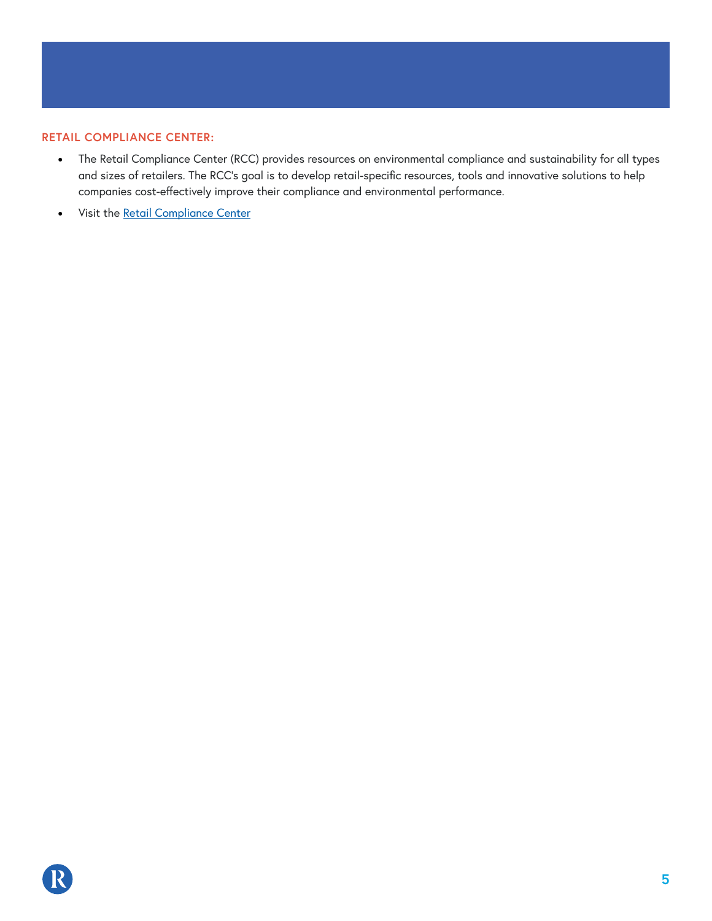### RETAIL COMPLIANCE CENTER:

- The Retail Compliance Center (RCC) provides resources on environmental compliance and sustainability for all types and sizes of retailers. The RCC's goal is to develop retail-specific resources, tools and innovative solutions to help companies cost-effectively improve their compliance and environmental performance.
- Visit the Retail Compliance Center